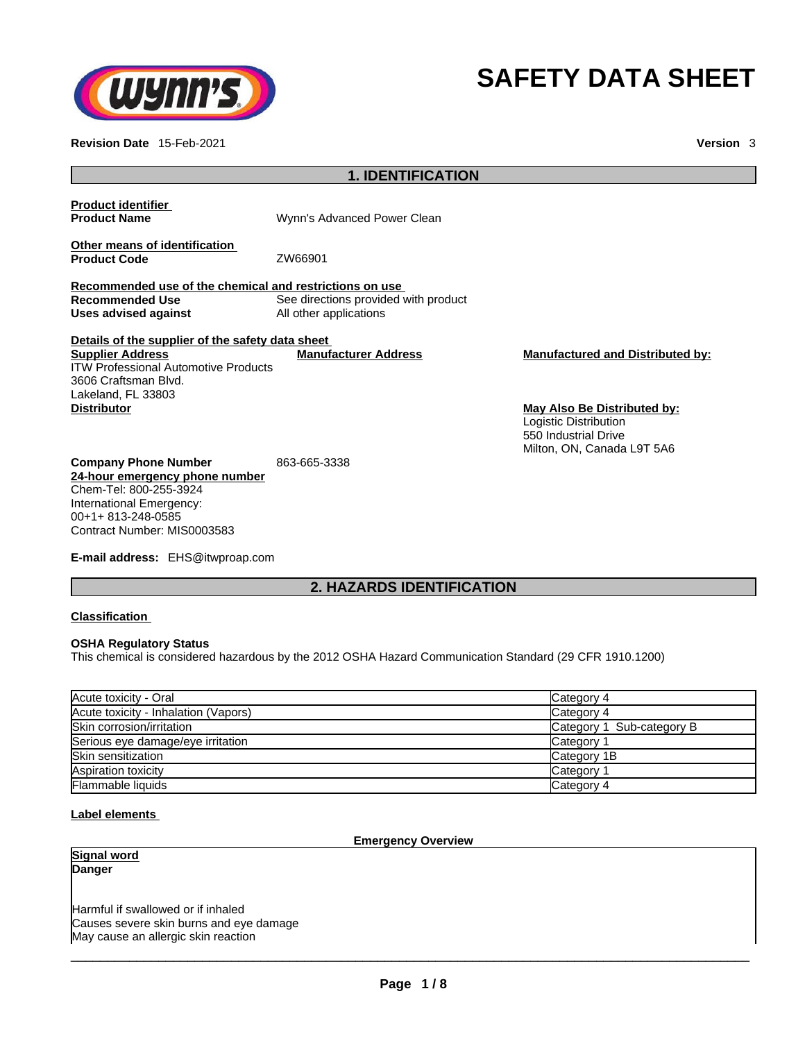# SAFETY DATA SHEET

**Revision Date** 15-Feb-2021 **Version** 3

## 1. IDENTIFICATION

**Product identifier**

**Product Name** Wynn's Advanced Power Clean

**Other means of identification**

**Product Code** ZW66901

**Recommended use of the chemical and restrictions on use**

**Recommended Use** See directions provided with product

**Uses advised against** All other applications

**Details of the supplier of the safety data sheet**

**Supplier Address**
ITW Professional Automotive Products
3606 Craftsman Blvd.
Lakeland, FL 33803

**Manufacturer Address**

**Manufactured and Distributed by:**

**Distributor**

**May Also Be Distributed by:**
Logistic Distribution
550 Industrial Drive
Milton, ON, Canada L9T 5A6

**Company Phone Number** 863-665-3338

**24-hour emergency phone number**
Chem-Tel: 800-255-3924
International Emergency:
00+1+ 813-248-0585
Contract Number: MIS0003583

**E-mail address:** EHS@itwproap.com

## 2. HAZARDS IDENTIFICATION

**Classification**

**OSHA Regulatory Status**
This chemical is considered hazardous by the 2012 OSHA Hazard Communication Standard (29 CFR 1910.1200)

| Hazard | Category |
|---|---|
| Acute toxicity - Oral | Category 4 |
| Acute toxicity - Inhalation (Vapors) | Category 4 |
| Skin corrosion/irritation | Category 1 Sub-category B |
| Serious eye damage/eye irritation | Category 1 |
| Skin sensitization | Category 1B |
| Aspiration toxicity | Category 1 |
| Flammable liquids | Category 4 |

**Label elements**

**Emergency Overview**

**Signal word**
**Danger**

Harmful if swallowed or if inhaled
Causes severe skin burns and eye damage
May cause an allergic skin reaction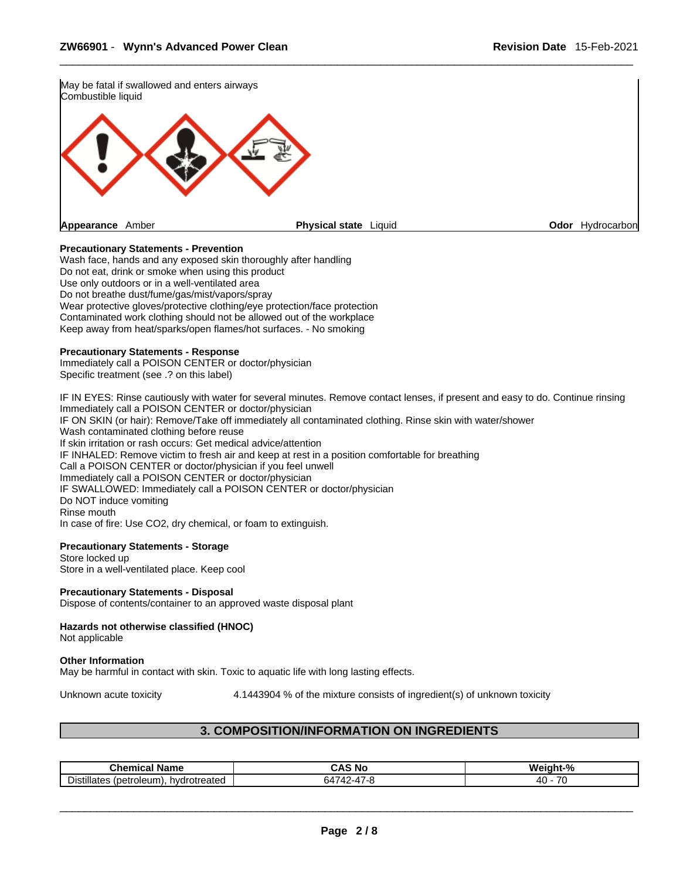May be fatal if swallowed and enters airways
Combustible liquid

**Appearance** Amber **Physical state** Liquid **Odor** Hydrocarbon

**Precautionary Statements - Prevention**
Wash face, hands and any exposed skin thoroughly after handling
Do not eat, drink or smoke when using this product
Use only outdoors or in a well-ventilated area
Do not breathe dust/fume/gas/mist/vapors/spray
Wear protective gloves/protective clothing/eye protection/face protection
Contaminated work clothing should not be allowed out of the workplace
Keep away from heat/sparks/open flames/hot surfaces. - No smoking

**Precautionary Statements - Response**
Immediately call a POISON CENTER or doctor/physician
Specific treatment (see .? on this label)

IF IN EYES: Rinse cautiously with water for several minutes. Remove contact lenses, if present and easy to do. Continue rinsing
Immediately call a POISON CENTER or doctor/physician
IF ON SKIN (or hair): Remove/Take off immediately all contaminated clothing. Rinse skin with water/shower
Wash contaminated clothing before reuse
If skin irritation or rash occurs: Get medical advice/attention
IF INHALED: Remove victim to fresh air and keep at rest in a position comfortable for breathing
Call a POISON CENTER or doctor/physician if you feel unwell
Immediately call a POISON CENTER or doctor/physician
IF SWALLOWED: Immediately call a POISON CENTER or doctor/physician
Do NOT induce vomiting
Rinse mouth
In case of fire: Use CO2, dry chemical, or foam to extinguish.

**Precautionary Statements - Storage**
Store locked up
Store in a well-ventilated place. Keep cool

**Precautionary Statements - Disposal**
Dispose of contents/container to an approved waste disposal plant

**Hazards not otherwise classified (HNOC)**
Not applicable

**Other Information**
May be harmful in contact with skin. Toxic to aquatic life with long lasting effects.

Unknown acute toxicity 4.1443904 % of the mixture consists of ingredient(s) of unknown toxicity

## 3. COMPOSITION/INFORMATION ON INGREDIENTS

| Chemical Name | CAS No | Weight-% |
|---|---|---|
| Distillates (petroleum), hydrotreated | 64742-47-8 | 40 - 70 |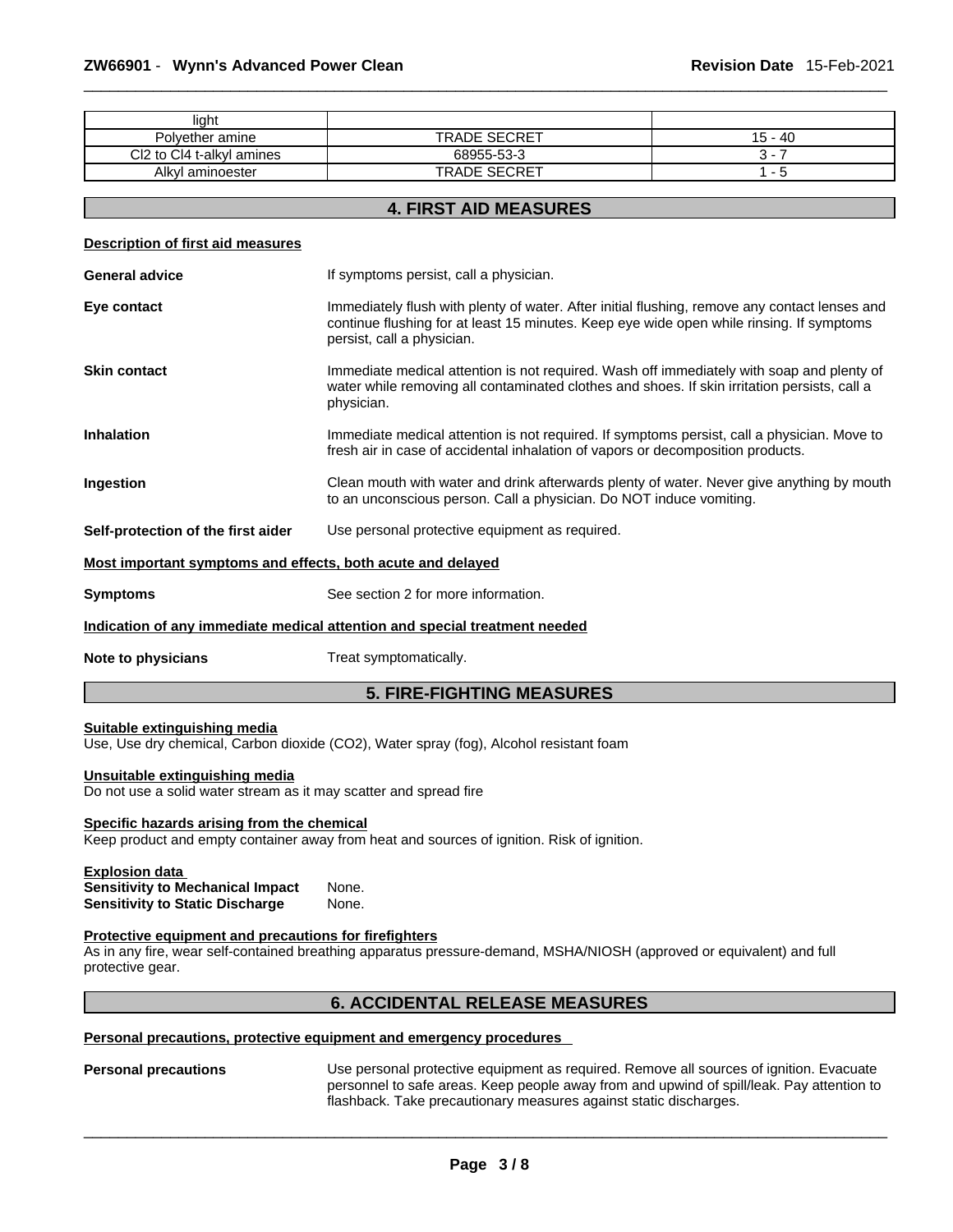| light | | |
| --- | --- | --- |
| Polyether amine | TRADE SECRET | 15 - 40 |
| Cl2 to Cl4 t-alkyl amines | 68955-53-3 | 3 - 7 |
| Alkyl aminoester | TRADE SECRET | 1 - 5 |

## 4. FIRST AID MEASURES

**Description of first aid measures**

**General advice** If symptoms persist, call a physician.

**Eye contact** Immediately flush with plenty of water. After initial flushing, remove any contact lenses and continue flushing for at least 15 minutes. Keep eye wide open while rinsing. If symptoms persist, call a physician.

**Skin contact** Immediate medical attention is not required. Wash off immediately with soap and plenty of water while removing all contaminated clothes and shoes. If skin irritation persists, call a physician.

**Inhalation** Immediate medical attention is not required. If symptoms persist, call a physician. Move to fresh air in case of accidental inhalation of vapors or decomposition products.

**Ingestion** Clean mouth with water and drink afterwards plenty of water. Never give anything by mouth to an unconscious person. Call a physician. Do NOT induce vomiting.

**Self-protection of the first aider** Use personal protective equipment as required.

**Most important symptoms and effects, both acute and delayed**

**Symptoms** See section 2 for more information.

**Indication of any immediate medical attention and special treatment needed**

**Note to physicians** Treat symptomatically.

## 5. FIRE-FIGHTING MEASURES

**Suitable extinguishing media**
Use, Use dry chemical, Carbon dioxide (CO2), Water spray (fog), Alcohol resistant foam

**Unsuitable extinguishing media**
Do not use a solid water stream as it may scatter and spread fire

**Specific hazards arising from the chemical**
Keep product and empty container away from heat and sources of ignition. Risk of ignition.

**Explosion data**
**Sensitivity to Mechanical Impact** None.
**Sensitivity to Static Discharge** None.

**Protective equipment and precautions for firefighters**
As in any fire, wear self-contained breathing apparatus pressure-demand, MSHA/NIOSH (approved or equivalent) and full protective gear.

## 6. ACCIDENTAL RELEASE MEASURES

**Personal precautions, protective equipment and emergency procedures**

**Personal precautions** Use personal protective equipment as required. Remove all sources of ignition. Evacuate personnel to safe areas. Keep people away from and upwind of spill/leak. Pay attention to flashback. Take precautionary measures against static discharges.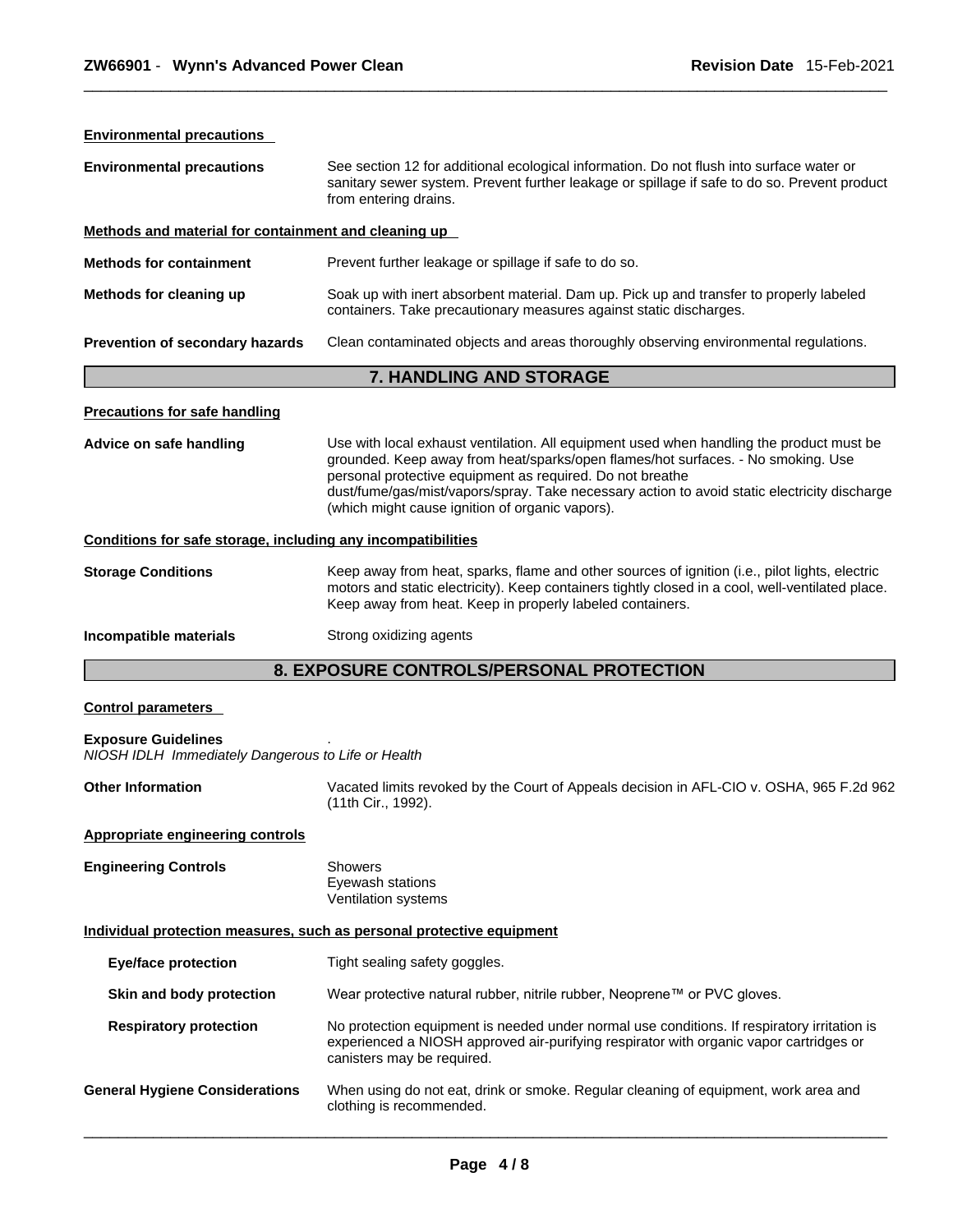#### Environmental precautions

| | |
|---|---|
| **Environmental precautions** | See section 12 for additional ecological information. Do not flush into surface water or sanitary sewer system. Prevent further leakage or spillage if safe to do so. Prevent product from entering drains. |

#### Methods and material for containment and cleaning up

| | |
|---|---|
| **Methods for containment** | Prevent further leakage or spillage if safe to do so. |
| **Methods for cleaning up** | Soak up with inert absorbent material. Dam up. Pick up and transfer to properly labeled containers. Take precautionary measures against static discharges. |
| **Prevention of secondary hazards** | Clean contaminated objects and areas thoroughly observing environmental regulations. |

## 7. HANDLING AND STORAGE

#### Precautions for safe handling

| | |
|---|---|
| **Advice on safe handling** | Use with local exhaust ventilation. All equipment used when handling the product must be grounded. Keep away from heat/sparks/open flames/hot surfaces. - No smoking. Use personal protective equipment as required. Do not breathe dust/fume/gas/mist/vapors/spray. Take necessary action to avoid static electricity discharge (which might cause ignition of organic vapors). |

#### Conditions for safe storage, including any incompatibilities

| | |
|---|---|
| **Storage Conditions** | Keep away from heat, sparks, flame and other sources of ignition (i.e., pilot lights, electric motors and static electricity). Keep containers tightly closed in a cool, well-ventilated place. Keep away from heat. Keep in properly labeled containers. |
| **Incompatible materials** | Strong oxidizing agents |

## 8. EXPOSURE CONTROLS/PERSONAL PROTECTION

#### Control parameters

**Exposure Guidelines** .
*NIOSH IDLH Immediately Dangerous to Life or Health*

| | |
|---|---|
| **Other Information** | Vacated limits revoked by the Court of Appeals decision in AFL-CIO v. OSHA, 965 F.2d 962 (11th Cir., 1992). |

#### Appropriate engineering controls

| | |
|---|---|
| **Engineering Controls** | Showers<br>Eyewash stations<br>Ventilation systems |

#### Individual protection measures, such as personal protective equipment

| | |
|---|---|
| **Eye/face protection** | Tight sealing safety goggles. |
| **Skin and body protection** | Wear protective natural rubber, nitrile rubber, Neoprene™ or PVC gloves. |
| **Respiratory protection** | No protection equipment is needed under normal use conditions. If respiratory irritation is experienced a NIOSH approved air-purifying respirator with organic vapor cartridges or canisters may be required. |
| **General Hygiene Considerations** | When using do not eat, drink or smoke. Regular cleaning of equipment, work area and clothing is recommended. |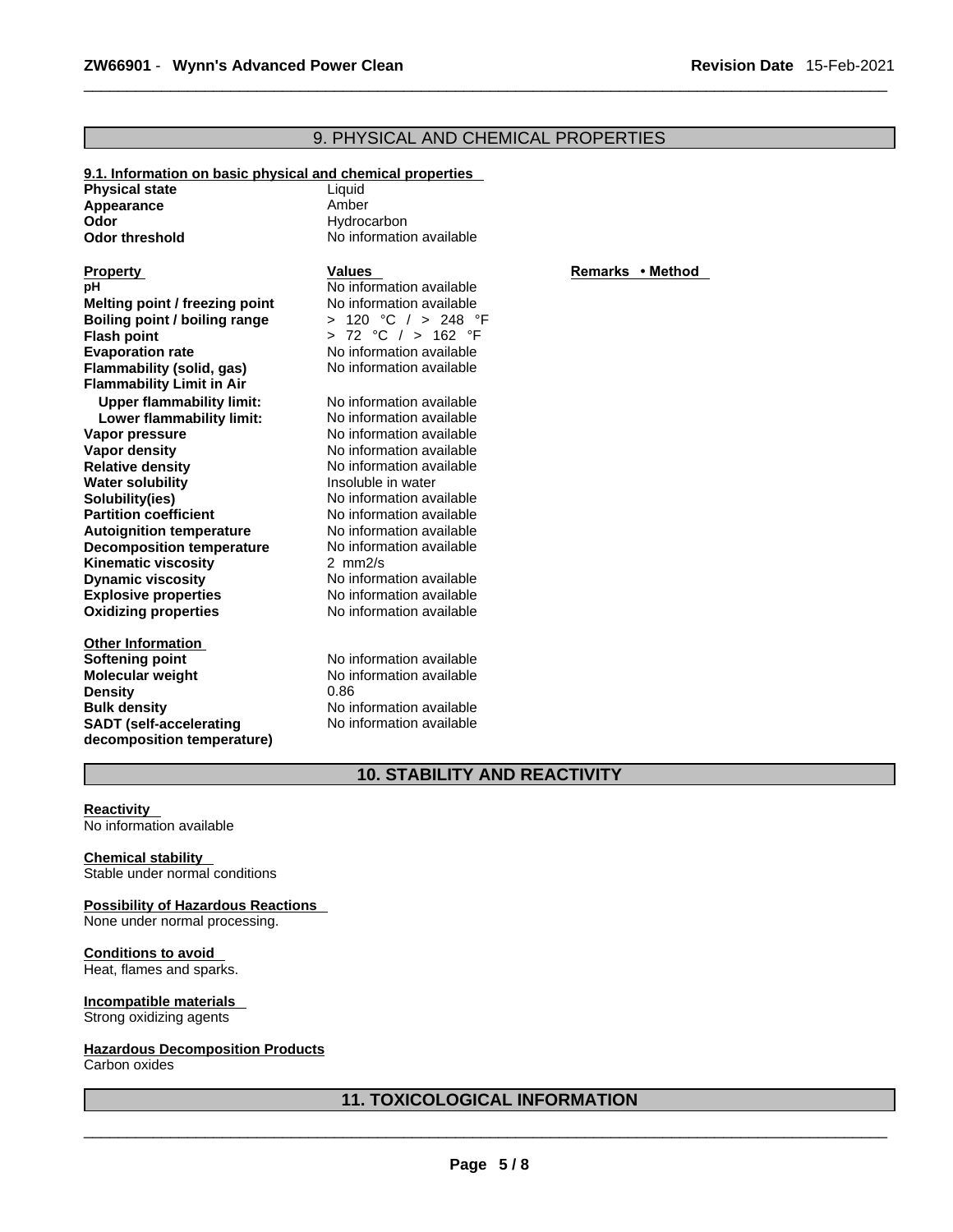## 9. PHYSICAL AND CHEMICAL PROPERTIES

**9.1. Information on basic physical and chemical properties**

| | |
|---|---|
| **Physical state** | Liquid |
| **Appearance** | Amber |
| **Odor** | Hydrocarbon |
| **Odor threshold** | No information available |

| **Property** | **Values** | **Remarks • Method** |
|---|---|---|
| **pH** | No information available | |
| **Melting point / freezing point** | No information available | |
| **Boiling point / boiling range** | > 120 °C / > 248 °F | |
| **Flash point** | > 72 °C / > 162 °F | |
| **Evaporation rate** | No information available | |
| **Flammability (solid, gas)** | No information available | |
| **Flammability Limit in Air** | | |
| **Upper flammability limit:** | No information available | |
| **Lower flammability limit:** | No information available | |
| **Vapor pressure** | No information available | |
| **Vapor density** | No information available | |
| **Relative density** | No information available | |
| **Water solubility** | Insoluble in water | |
| **Solubility(ies)** | No information available | |
| **Partition coefficient** | No information available | |
| **Autoignition temperature** | No information available | |
| **Decomposition temperature** | No information available | |
| **Kinematic viscosity** | 2 mm2/s | |
| **Dynamic viscosity** | No information available | |
| **Explosive properties** | No information available | |
| **Oxidizing properties** | No information available | |

**Other Information**

| | |
|---|---|
| **Softening point** | No information available |
| **Molecular weight** | No information available |
| **Density** | 0.86 |
| **Bulk density** | No information available |
| **SADT (self-accelerating decomposition temperature)** | No information available |

## 10. STABILITY AND REACTIVITY

**Reactivity**
No information available

**Chemical stability**
Stable under normal conditions

**Possibility of Hazardous Reactions**
None under normal processing.

**Conditions to avoid**
Heat, flames and sparks.

**Incompatible materials**
Strong oxidizing agents

**Hazardous Decomposition Products**
Carbon oxides

## 11. TOXICOLOGICAL INFORMATION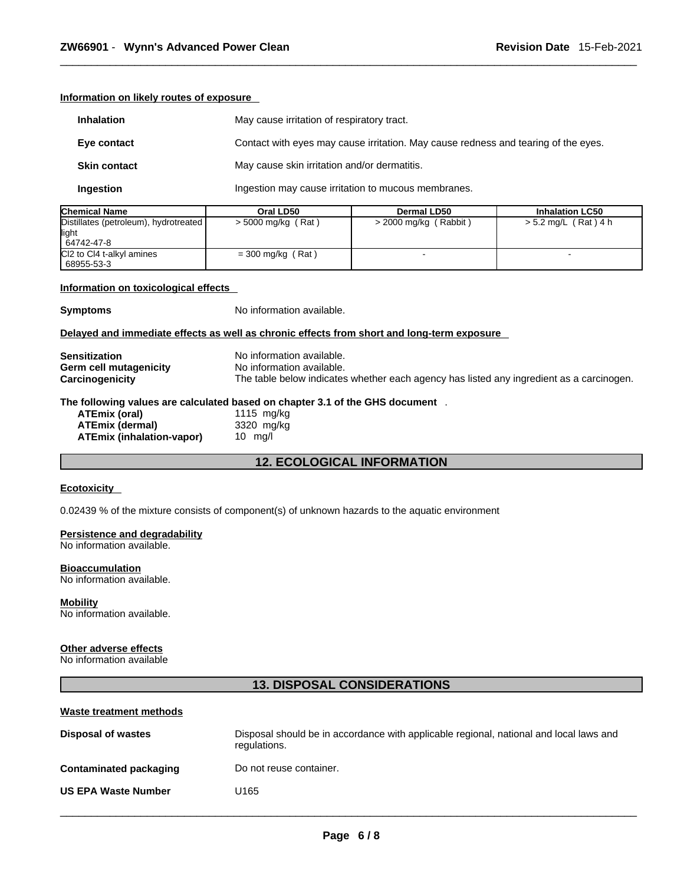#### Information on likely routes of exposure

| | |
|---|---|
| **Inhalation** | May cause irritation of respiratory tract. |
| **Eye contact** | Contact with eyes may cause irritation. May cause redness and tearing of the eyes. |
| **Skin contact** | May cause skin irritation and/or dermatitis. |
| **Ingestion** | Ingestion may cause irritation to mucous membranes. |

| Chemical Name | Oral LD50 | Dermal LD50 | Inhalation LC50 |
|---|---|---|---|
| Distillates (petroleum), hydrotreated light 64742-47-8 | > 5000 mg/kg ( Rat ) | > 2000 mg/kg ( Rabbit ) | > 5.2 mg/L ( Rat ) 4 h |
| Cl2 to Cl4 t-alkyl amines 68955-53-3 | = 300 mg/kg ( Rat ) | - | - |

#### Information on toxicological effects

**Symptoms** No information available.

#### Delayed and immediate effects as well as chronic effects from short and long-term exposure

| | |
|---|---|
| **Sensitization** | No information available. |
| **Germ cell mutagenicity** | No information available. |
| **Carcinogenicity** | The table below indicates whether each agency has listed any ingredient as a carcinogen. |

**The following values are calculated based on chapter 3.1 of the GHS document** .

| | |
|---|---|
| **ATEmix (oral)** | 1115 mg/kg |
| **ATEmix (dermal)** | 3320 mg/kg |
| **ATEmix (inhalation-vapor)** | 10 mg/l |

## 12. ECOLOGICAL INFORMATION

#### Ecotoxicity

0.02439 % of the mixture consists of component(s) of unknown hazards to the aquatic environment

#### Persistence and degradability
No information available.

#### Bioaccumulation
No information available.

#### Mobility
No information available.

#### Other adverse effects
No information available

## 13. DISPOSAL CONSIDERATIONS

#### Waste treatment methods

| | |
|---|---|
| **Disposal of wastes** | Disposal should be in accordance with applicable regional, national and local laws and regulations. |
| **Contaminated packaging** | Do not reuse container. |
| **US EPA Waste Number** | U165 |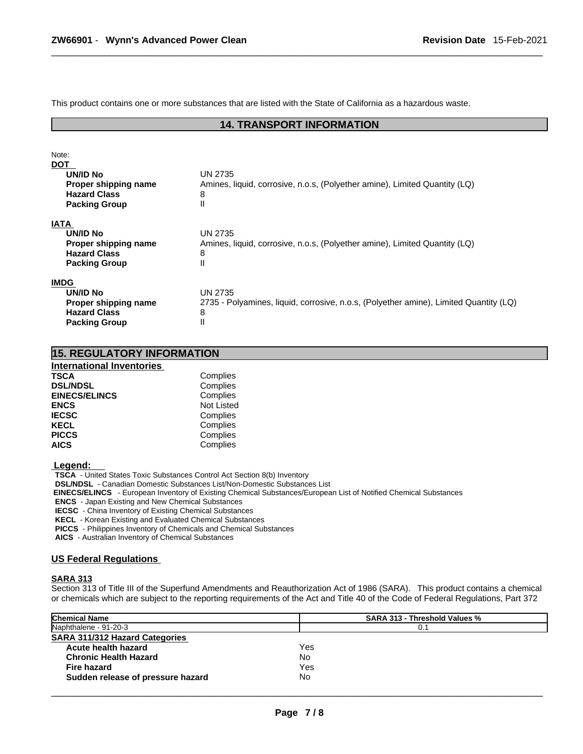This product contains one or more substances that are listed with the State of California as a hazardous waste.

## 14. TRANSPORT INFORMATION

Note:

**DOT**

| | |
|---|---|
| **UN/ID No** | UN 2735 |
| **Proper shipping name** | Amines, liquid, corrosive, n.o.s, (Polyether amine), Limited Quantity (LQ) |
| **Hazard Class** | 8 |
| **Packing Group** | II |

**IATA**

| | |
|---|---|
| **UN/ID No** | UN 2735 |
| **Proper shipping name** | Amines, liquid, corrosive, n.o.s, (Polyether amine), Limited Quantity (LQ) |
| **Hazard Class** | 8 |
| **Packing Group** | II |

**IMDG**

| | |
|---|---|
| **UN/ID No** | UN 2735 |
| **Proper shipping name** | 2735 - Polyamines, liquid, corrosive, n.o.s, (Polyether amine), Limited Quantity (LQ) |
| **Hazard Class** | 8 |
| **Packing Group** | II |

## 15. REGULATORY INFORMATION

**International Inventories**

| | |
|---|---|
| **TSCA** | Complies |
| **DSL/NDSL** | Complies |
| **EINECS/ELINCS** | Complies |
| **ENCS** | Not Listed |
| **IECSC** | Complies |
| **KECL** | Complies |
| **PICCS** | Complies |
| **AICS** | Complies |

**Legend:**

**TSCA** - United States Toxic Substances Control Act Section 8(b) Inventory
**DSL/NDSL** - Canadian Domestic Substances List/Non-Domestic Substances List
**EINECS/ELINCS** - European Inventory of Existing Chemical Substances/European List of Notified Chemical Substances
**ENCS** - Japan Existing and New Chemical Substances
**IECSC** - China Inventory of Existing Chemical Substances
**KECL** - Korean Existing and Evaluated Chemical Substances
**PICCS** - Philippines Inventory of Chemicals and Chemical Substances
**AICS** - Australian Inventory of Chemical Substances

**US Federal Regulations**

**SARA 313**

Section 313 of Title III of the Superfund Amendments and Reauthorization Act of 1986 (SARA). This product contains a chemical or chemicals which are subject to the reporting requirements of the Act and Title 40 of the Code of Federal Regulations, Part 372

| Chemical Name | SARA 313 - Threshold Values % |
|---|---|
| Naphthalene - 91-20-3 | 0.1 |

**SARA 311/312 Hazard Categories**

| | |
|---|---|
| **Acute health hazard** | Yes |
| **Chronic Health Hazard** | No |
| **Fire hazard** | Yes |
| **Sudden release of pressure hazard** | No |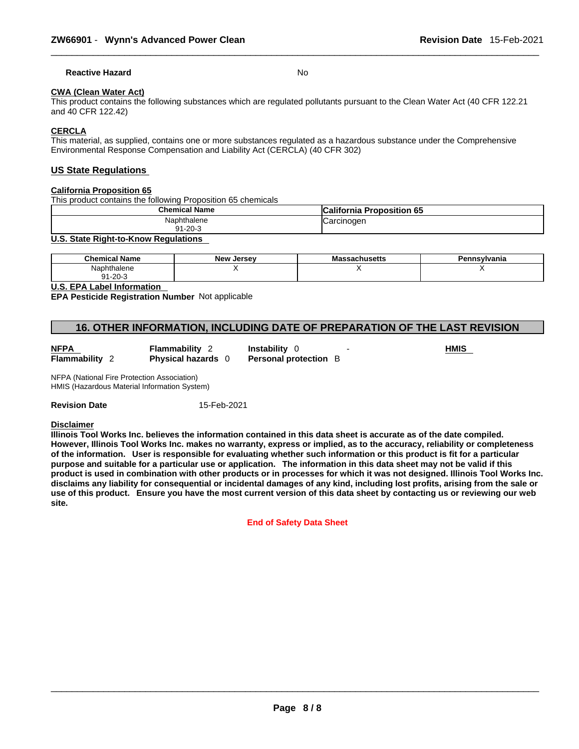**Reactive Hazard** No

**CWA (Clean Water Act)**
This product contains the following substances which are regulated pollutants pursuant to the Clean Water Act (40 CFR 122.21 and 40 CFR 122.42)

**CERCLA**
This material, as supplied, contains one or more substances regulated as a hazardous substance under the Comprehensive Environmental Response Compensation and Liability Act (CERCLA) (40 CFR 302)

## US State Regulations

**California Proposition 65**
This product contains the following Proposition 65 chemicals

| Chemical Name | California Proposition 65 |
|---|---|
| Naphthalene<br>91-20-3 | Carcinogen |

**U.S. State Right-to-Know Regulations**

| Chemical Name | New Jersey | Massachusetts | Pennsylvania |
|---|---|---|---|
| Naphthalene<br>91-20-3 | X | X | X |

**U.S. EPA Label Information**
**EPA Pesticide Registration Number** Not applicable

## 16. OTHER INFORMATION, INCLUDING DATE OF PREPARATION OF THE LAST REVISION

| | | | | |
|---|---|---|---|---|
| **NFPA** | **Flammability** 2 | **Instability** 0 | - | **HMIS** |
| **Flammability** 2 | **Physical hazards** 0 | **Personal protection** B | | |

NFPA (National Fire Protection Association)
HMIS (Hazardous Material Information System)

**Revision Date** 15-Feb-2021

**Disclaimer**
**Illinois Tool Works Inc. believes the information contained in this data sheet is accurate as of the date compiled. However, Illinois Tool Works Inc. makes no warranty, express or implied, as to the accuracy, reliability or completeness of the information. User is responsible for evaluating whether such information or this product is fit for a particular purpose and suitable for a particular use or application. The information in this data sheet may not be valid if this product is used in combination with other products or in processes for which it was not designed. Illinois Tool Works Inc. disclaims any liability for consequential or incidental damages of any kind, including lost profits, arising from the sale or use of this product. Ensure you have the most current version of this data sheet by contacting us or reviewing our web site.**

**End of Safety Data Sheet**